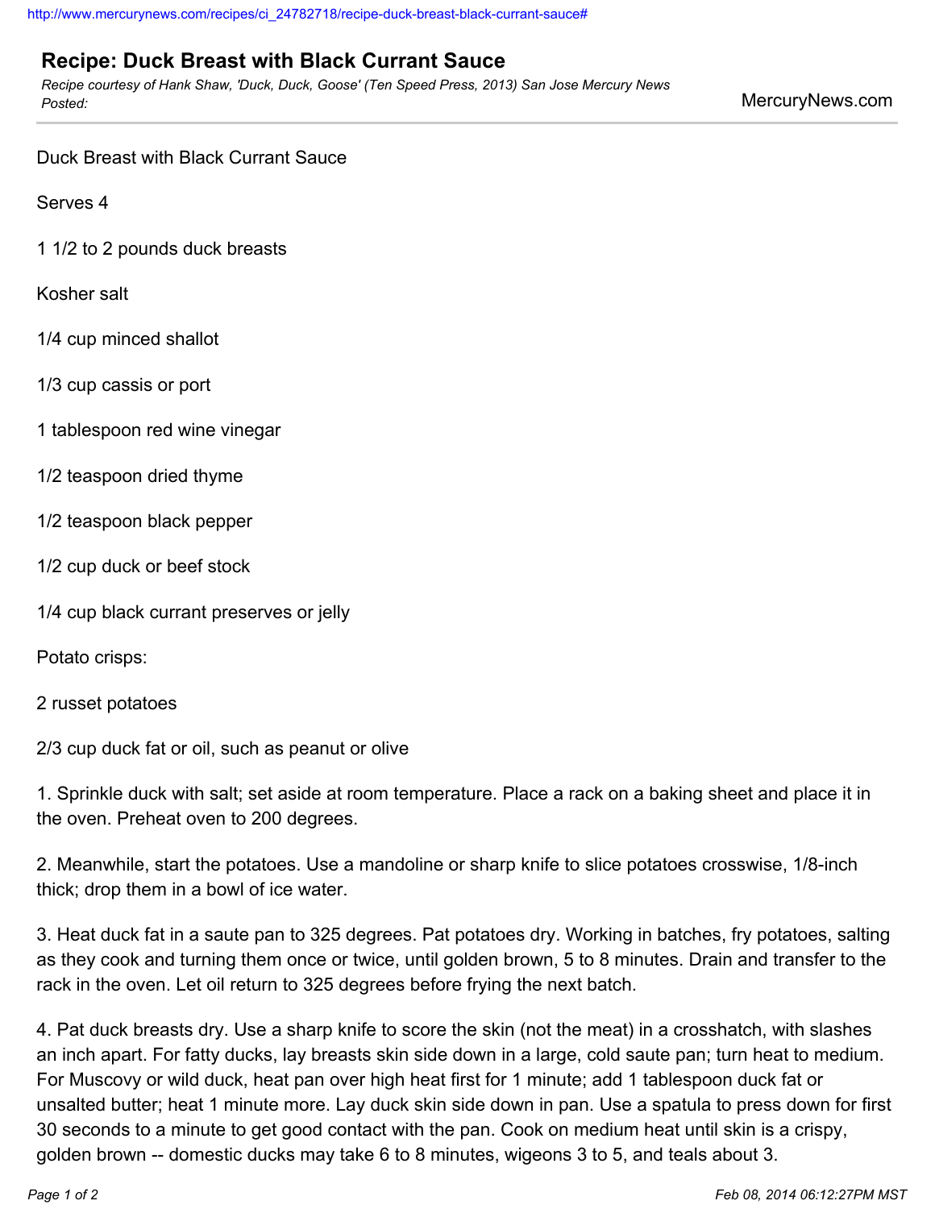http://www.mercurynews.com/recipes/ci_24782718/recipe-duck-breast-black-currant-sauce#

# Recipe: Duck Breast with Black Currant Sauce

*Recipe courtesy of Hank Shaw, 'Duck, Duck, Goose' (Ten Speed Press, 2013) San Jose Mercury News Posted:*

MercuryNews.com

Duck Breast with Black Currant Sauce

Serves 4

1 1/2 to 2 pounds duck breasts

Kosher salt

1/4 cup minced shallot

1/3 cup cassis or port

1 tablespoon red wine vinegar

1/2 teaspoon dried thyme

1/2 teaspoon black pepper

1/2 cup duck or beef stock

1/4 cup black currant preserves or jelly

Potato crisps:

2 russet potatoes

2/3 cup duck fat or oil, such as peanut or olive

1. Sprinkle duck with salt; set aside at room temperature. Place a rack on a baking sheet and place it in the oven. Preheat oven to 200 degrees.

2. Meanwhile, start the potatoes. Use a mandoline or sharp knife to slice potatoes crosswise, 1/8-inch thick; drop them in a bowl of ice water.

3. Heat duck fat in a saute pan to 325 degrees. Pat potatoes dry. Working in batches, fry potatoes, salting as they cook and turning them once or twice, until golden brown, 5 to 8 minutes. Drain and transfer to the rack in the oven. Let oil return to 325 degrees before frying the next batch.

4. Pat duck breasts dry. Use a sharp knife to score the skin (not the meat) in a crosshatch, with slashes an inch apart. For fatty ducks, lay breasts skin side down in a large, cold saute pan; turn heat to medium. For Muscovy or wild duck, heat pan over high heat first for 1 minute; add 1 tablespoon duck fat or unsalted butter; heat 1 minute more. Lay duck skin side down in pan. Use a spatula to press down for first 30 seconds to a minute to get good contact with the pan. Cook on medium heat until skin is a crispy, golden brown -- domestic ducks may take 6 to 8 minutes, wigeons 3 to 5, and teals about 3.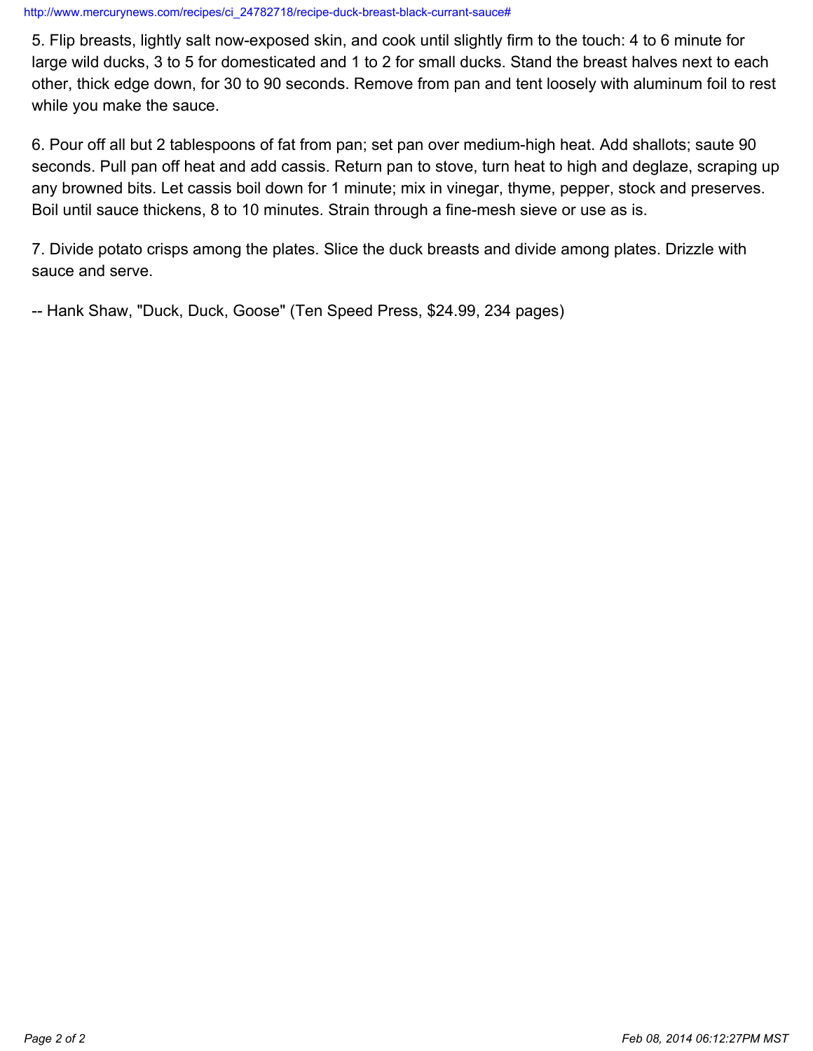5. Flip breasts, lightly salt now-exposed skin, and cook until slightly firm to the touch: 4 to 6 minute for large wild ducks, 3 to 5 for domesticated and 1 to 2 for small ducks. Stand the breast halves next to each other, thick edge down, for 30 to 90 seconds. Remove from pan and tent loosely with aluminum foil to rest while you make the sauce.

6. Pour off all but 2 tablespoons of fat from pan; set pan over medium-high heat. Add shallots; saute 90 seconds. Pull pan off heat and add cassis. Return pan to stove, turn heat to high and deglaze, scraping up any browned bits. Let cassis boil down for 1 minute; mix in vinegar, thyme, pepper, stock and preserves. Boil until sauce thickens, 8 to 10 minutes. Strain through a fine-mesh sieve or use as is.

7. Divide potato crisps among the plates. Slice the duck breasts and divide among plates. Drizzle with sauce and serve.

-- Hank Shaw, "Duck, Duck, Goose" (Ten Speed Press, $24.99, 234 pages)